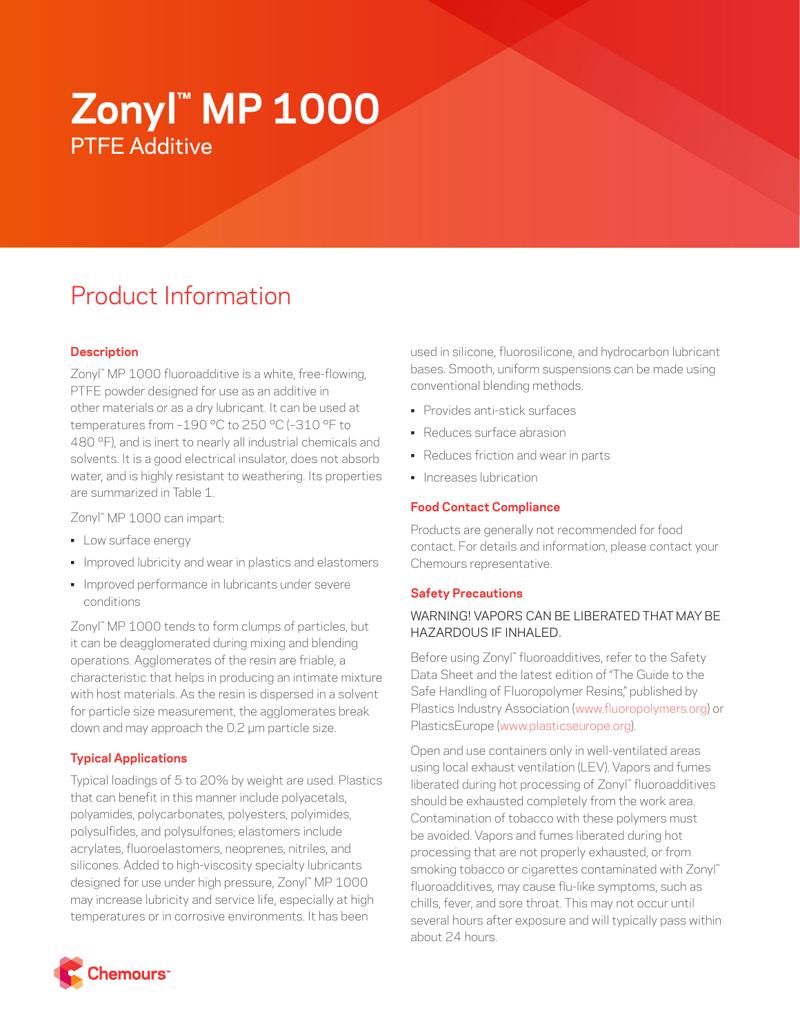# Zonyl™ MP 1000

## PTFE Additive

## Product Information

### Description

Zonyl™ MP 1000 fluoroadditive is a white, free-flowing, PTFE powder designed for use as an additive in other materials or as a dry lubricant. It can be used at temperatures from –190 °C to 250 °C (–310 °F to 480 °F), and is inert to nearly all industrial chemicals and solvents. It is a good electrical insulator, does not absorb water, and is highly resistant to weathering. Its properties are summarized in Table 1.

Zonyl™ MP 1000 can impart:

- Low surface energy
- Improved lubricity and wear in plastics and elastomers
- Improved performance in lubricants under severe conditions

Zonyl™ MP 1000 tends to form clumps of particles, but it can be deagglomerated during mixing and blending operations. Agglomerates of the resin are friable, a characteristic that helps in producing an intimate mixture with host materials. As the resin is dispersed in a solvent for particle size measurement, the agglomerates break down and may approach the 0.2 µm particle size.

### Typical Applications

Typical loadings of 5 to 20% by weight are used. Plastics that can benefit in this manner include polyacetals, polyamides, polycarbonates, polyesters, polyimides, polysulfides, and polysulfones; elastomers include acrylates, fluoroelastomers, neoprenes, nitriles, and silicones. Added to high-viscosity specialty lubricants designed for use under high pressure, Zonyl™ MP 1000 may increase lubricity and service life, especially at high temperatures or in corrosive environments. It has been used in silicone, fluorosilicone, and hydrocarbon lubricant bases. Smooth, uniform suspensions can be made using conventional blending methods.

- Provides anti-stick surfaces
- Reduces surface abrasion
- Reduces friction and wear in parts
- Increases lubrication

### Food Contact Compliance

Products are generally not recommended for food contact. For details and information, please contact your Chemours representative.

### Safety Precautions

WARNING! VAPORS CAN BE LIBERATED THAT MAY BE HAZARDOUS IF INHALED.

Before using Zonyl™ fluoroadditives, refer to the Safety Data Sheet and the latest edition of "The Guide to the Safe Handling of Fluoropolymer Resins," published by Plastics Industry Association (www.fluoropolymers.org) or PlasticsEurope (www.plasticseurope.org).

Open and use containers only in well-ventilated areas using local exhaust ventilation (LEV). Vapors and fumes liberated during hot processing of Zonyl™ fluoroadditives should be exhausted completely from the work area. Contamination of tobacco with these polymers must be avoided. Vapors and fumes liberated during hot processing that are not properly exhausted, or from smoking tobacco or cigarettes contaminated with Zonyl™ fluoroadditives, may cause flu-like symptoms, such as chills, fever, and sore throat. This may not occur until several hours after exposure and will typically pass within about 24 hours.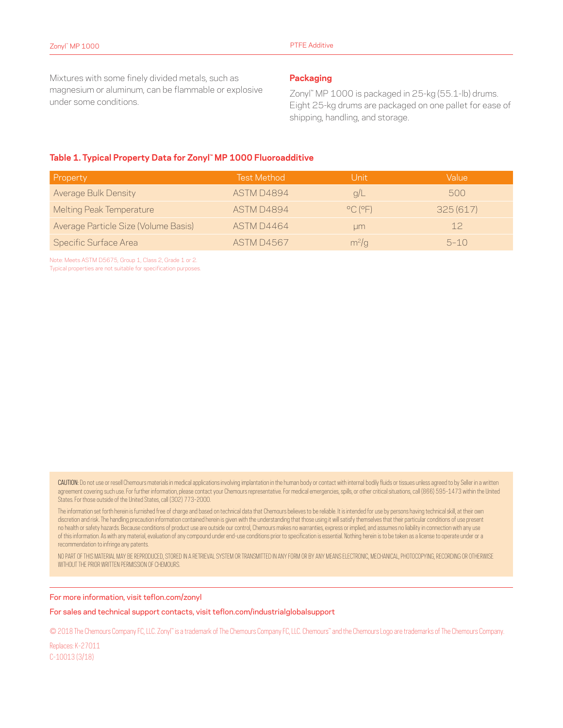Mixtures with some finely divided metals, such as magnesium or aluminum, can be flammable or explosive under some conditions.

## Packaging

Zonyl™ MP 1000 is packaged in 25-kg (55.1-lb) drums. Eight 25-kg drums are packaged on one pallet for ease of shipping, handling, and storage.

### Table 1. Typical Property Data for Zonyl™ MP 1000 Fluoroadditive

| Property | Test Method | Unit | Value |
|---|---|---|---|
| Average Bulk Density | ASTM D4894 | g/L | 500 |
| Melting Peak Temperature | ASTM D4894 | °C (°F) | 325 (617) |
| Average Particle Size (Volume Basis) | ASTM D4464 | µm | 12 |
| Specific Surface Area | ASTM D4567 | $m^2/g$ | 5–10 |

Note: Meets ASTM D5675, Group 1, Class 2, Grade 1 or 2.
Typical properties are not suitable for specification purposes.

CAUTION: Do not use or resell Chemours materials in medical applications involving implantation in the human body or contact with internal bodily fluids or tissues unless agreed to by Seller in a written agreement covering such use. For further information, please contact your Chemours representative. For medical emergencies, spills, or other critical situations, call (866) 595-1473 within the United States. For those outside of the United States, call (302) 773-2000.

The information set forth herein is furnished free of charge and based on technical data that Chemours believes to be reliable. It is intended for use by persons having technical skill, at their own discretion and risk. The handling precaution information contained herein is given with the understanding that those using it will satisfy themselves that their particular conditions of use present no health or safety hazards. Because conditions of product use are outside our control, Chemours makes no warranties, express or implied, and assumes no liability in connection with any use of this information. As with any material, evaluation of any compound under end-use conditions prior to specification is essential. Nothing herein is to be taken as a license to operate under or a recommendation to infringe any patents.

NO PART OF THIS MATERIAL MAY BE REPRODUCED, STORED IN A RETRIEVAL SYSTEM OR TRANSMITTED IN ANY FORM OR BY ANY MEANS ELECTRONIC, MECHANICAL, PHOTOCOPYING, RECORDING OR OTHERWISE WITHOUT THE PRIOR WRITTEN PERMISSION OF CHEMOURS.

For more information, visit teflon.com/zonyl

For sales and technical support contacts, visit teflon.com/industrialglobalsupport

© 2018 The Chemours Company FC, LLC. Zonyl™ is a trademark of The Chemours Company FC, LLC. Chemours™ and the Chemours Logo are trademarks of The Chemours Company.

Replaces: K-27011
C-10013 (3/18)